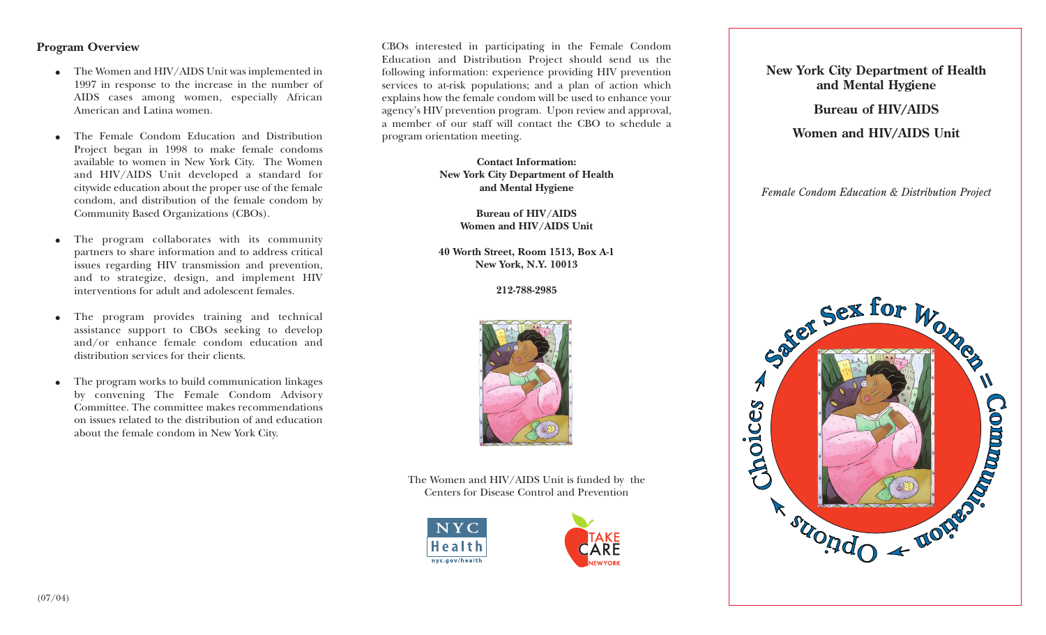## Program Overview

- The Women and HIV/AIDS Unit was implemented in 1997 in response to the increase in the number of AIDS cases among women, especially African American and Latina women.

- The Female Condom Education and Distribution Project began in 1998 to make female condoms available to women in New York City. The Women and HIV/AIDS Unit developed a standard for citywide education about the proper use of the female condom, and distribution of the female condom by Community Based Organizations (CBOs).

- The program collaborates with its community partners to share information and to address critical issues regarding HIV transmission and prevention, and to strategize, design, and implement HIV interventions for adult and adolescent females.

- The program provides training and technical assistance support to CBOs seeking to develop and/or enhance female condom education and distribution services for their clients.

- The program works to build communication linkages by convening The Female Condom Advisory Committee. The committee makes recommendations on issues related to the distribution of and education about the female condom in New York City.

(07/04)

CBOs interested in participating in the Female Condom Education and Distribution Project should send us the following information: experience providing HIV prevention services to at-risk populations; and a plan of action which explains how the female condom will be used to enhance your agency's HIV prevention program. Upon review and approval, a member of our staff will contact the CBO to schedule a program orientation meeting.

**Contact Information:**
**New York City Department of Health and Mental Hygiene**

**Bureau of HIV/AIDS**
**Women and HIV/AIDS Unit**

**40 Worth Street, Room 1513, Box A-1**
**New York, N.Y. 10013**

**212-788-2985**

The Women and HIV/AIDS Unit is funded by the Centers for Disease Control and Prevention

NYC Health nyc.gov/health

TAKE CARE NEW YORK

**New York City Department of Health and Mental Hygiene**

**Bureau of HIV/AIDS**

**Women and HIV/AIDS Unit**

*Female Condom Education & Distribution Project*

Safer Sex for Women = Communication → Options → Choices →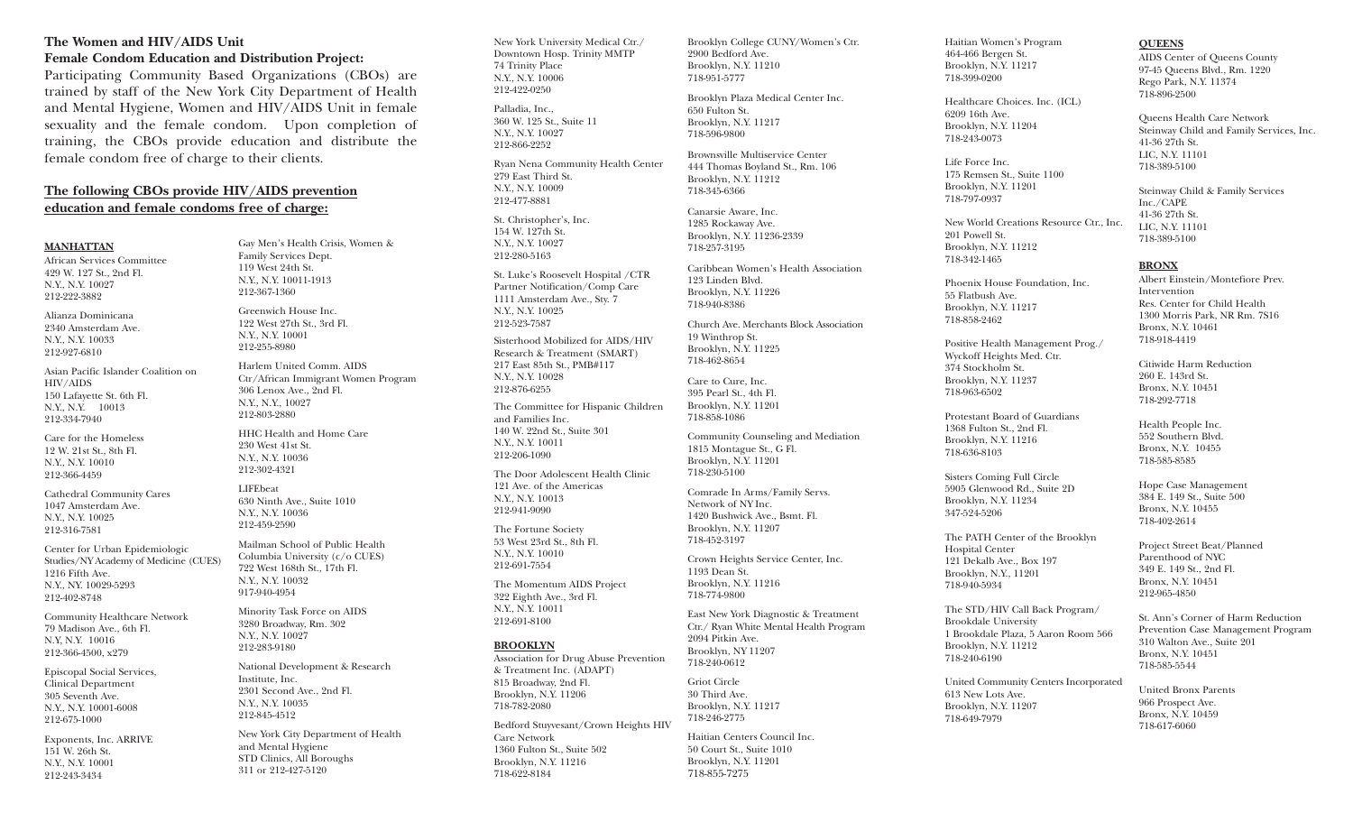## The Women and HIV/AIDS Unit
## Female Condom Education and Distribution Project:

Participating Community Based Organizations (CBOs) are trained by staff of the New York City Department of Health and Mental Hygiene, Women and HIV/AIDS Unit in female sexuality and the female condom. Upon completion of training, the CBOs provide education and distribute the female condom free of charge to their clients.

**The following CBOs provide HIV/AIDS prevention education and female condoms free of charge:**

### MANHATTAN

African Services Committee
429 W. 127 St., 2nd Fl.
N.Y., N.Y. 10027
212-222-3882

Alianza Dominicana
2340 Amsterdam Ave.
N.Y., N.Y. 10033
212-927-6810

Asian Pacific Islander Coalition on HIV/AIDS
150 Lafayette St. 6th Fl.
N.Y., N.Y. 10013
212-334-7940

Care for the Homeless
12 W. 21st St., 8th Fl.
N.Y., N.Y. 10010
212-366-4459

Cathedral Community Cares
1047 Amsterdam Ave.
N.Y., N.Y. 10025
212-316-7581

Center for Urban Epidemiologic Studies/NY Academy of Medicine (CUES)
1216 Fifth Ave.
N.Y., NY. 10029-5293
212-402-8748

Community Healthcare Network
79 Madison Ave., 6th Fl.
N.Y, N.Y. 10016
212-366-4500, x279

Episcopal Social Services, Clinical Department
305 Seventh Ave.
N.Y., N.Y. 10001-6008
212-675-1000

Exponents, Inc. ARRIVE
151 W. 26th St.
N.Y., N.Y. 10001
212-243-3434

Gay Men's Health Crisis, Women & Family Services Dept.
119 West 24th St.
N.Y., N.Y. 10011-1913
212-367-1360

Greenwich House Inc.
122 West 27th St., 3rd Fl.
N.Y., N.Y. 10001
212-255-8980

Harlem United Comm. AIDS Ctr/African Immigrant Women Program
306 Lenox Ave., 2nd Fl.
N.Y., N.Y., 10027
212-803-2880

HHC Health and Home Care
230 West 41st St.
N.Y., N.Y. 10036
212-302-4321

LIFEbeat
630 Ninth Ave., Suite 1010
N.Y., N.Y. 10036
212-459-2590

Mailman School of Public Health Columbia University (c/o CUES)
722 West 168th St., 17th Fl.
N.Y., N.Y. 10032
917-940-4954

Minority Task Force on AIDS
3280 Broadway, Rm. 302
N.Y., N.Y. 10027
212-283-9180

National Development & Research Institute, Inc.
2301 Second Ave., 2nd Fl.
N.Y., N.Y. 10035
212-845-4512

New York City Department of Health and Mental Hygiene STD Clinics, All Boroughs
311 or 212-427-5120

New York University Medical Ctr./ Downtown Hosp. Trinity MMTP
74 Trinity Place
N.Y., N.Y. 10006
212-422-0250

Palladia, Inc.,
360 W. 125 St., Suite 11
N.Y., N.Y. 10027
212-866-2252

Ryan Nena Community Health Center
279 East Third St.
N.Y., N.Y. 10009
212-477-8881

St. Christopher's, Inc.
154 W. 127th St.
N.Y., N.Y. 10027
212-280-5163

St. Luke's Roosevelt Hospital /CTR Partner Notification/Comp Care
1111 Amsterdam Ave., Sty. 7
N.Y., N.Y. 10025
212-523-7587

Sisterhood Mobilized for AIDS/HIV Research & Treatment (SMART)
217 East 85th St., PMB#117
N.Y., N.Y. 10028
212-876-6255

The Committee for Hispanic Children and Families Inc.
140 W. 22nd St., Suite 301
N.Y., N.Y. 10011
212-206-1090

The Door Adolescent Health Clinic
121 Ave. of the Americas
N.Y., N.Y. 10013
212-941-9090

The Fortune Society
53 West 23rd St., 8th Fl.
N.Y., N.Y. 10010
212-691-7554

The Momentum AIDS Project
322 Eighth Ave., 3rd Fl.
N.Y., N.Y. 10011
212-691-8100

### BROOKLYN

Association for Drug Abuse Prevention & Treatment Inc. (ADAPT)
815 Broadway, 2nd Fl.
Brooklyn, N.Y. 11206
718-782-2080

Bedford Stuyvesant/Crown Heights HIV Care Network
1360 Fulton St., Suite 502
Brooklyn, N.Y. 11216
718-622-8184

Brooklyn College CUNY/Women's Ctr.
2900 Bedford Ave.
Brooklyn, N.Y. 11210
718-951-5777

Brooklyn Plaza Medical Center Inc.
650 Fulton St.
Brooklyn, N.Y. 11217
718-596-9800

Brownsville Multiservice Center
444 Thomas Boyland St., Rm. 106
Brooklyn, N.Y. 11212
718-345-6366

Canarsie Aware, Inc.
1285 Rockaway Ave.
Brooklyn, N.Y. 11236-2339
718-257-3195

Caribbean Women's Health Association
123 Linden Blvd.
Brooklyn, N.Y. 11226
718-940-8386

Church Ave. Merchants Block Association
19 Winthrop St.
Brooklyn, N.Y. 11225
718-462-8654

Care to Cure, Inc.
395 Pearl St., 4th Fl.
Brooklyn, N.Y. 11201
718-858-1086

Community Counseling and Mediation
1815 Montague St., G Fl.
Brooklyn, N.Y. 11201
718-230-5100

Comrade In Arms/Family Servs. Network of NY Inc.
1420 Bushwick Ave., Bsmt. Fl.
Brooklyn, N.Y. 11207
718-452-3197

Crown Heights Service Center, Inc.
1193 Dean St.
Brooklyn, N.Y. 11216
718-774-9800

East New York Diagnostic & Treatment Ctr./ Ryan White Mental Health Program
2094 Pitkin Ave.
Brooklyn, NY 11207
718-240-0612

Griot Circle
30 Third Ave.
Brooklyn, N.Y. 11217
718-246-2775

Haitian Centers Council Inc.
50 Court St., Suite 1010
Brooklyn, N.Y. 11201
718-855-7275

Haitian Women's Program
464-466 Bergen St.
Brooklyn, N.Y. 11217
718-399-0200

Healthcare Choices. Inc. (ICL)
6209 16th Ave.
Brooklyn, N.Y. 11204
718-243-0073

Life Force Inc.
175 Remsen St., Suite 1100
Brooklyn, N.Y. 11201
718-797-0937

New World Creations Resource Ctr., Inc.
201 Powell St.
Brooklyn, N.Y. 11212
718-342-1465

Phoenix House Foundation, Inc.
55 Flatbush Ave.
Brooklyn, N.Y. 11217
718-858-2462

Positive Health Management Prog./ Wyckoff Heights Med. Ctr.
374 Stockholm St.
Brooklyn, N.Y. 11237
718-963-6502

Protestant Board of Guardians
1368 Fulton St., 2nd Fl.
Brooklyn, N.Y. 11216
718-636-8103

Sisters Coming Full Circle
5905 Glenwood Rd., Suite 2D
Brooklyn, N.Y. 11234
347-524-5206

The PATH Center of the Brooklyn Hospital Center
121 Dekalb Ave., Box 197
Brooklyn, N.Y., 11201
718-940-5934

The STD/HIV Call Back Program/ Brookdale University
1 Brookdale Plaza, 5 Aaron Room 566
Brooklyn, N.Y. 11212
718-240-6190

United Community Centers Incorporated
613 New Lots Ave.
Brooklyn, N.Y. 11207
718-649-7979

### QUEENS

AIDS Center of Queens County
97-45 Queens Blvd., Rm. 1220
Rego Park, N.Y. 11374
718-896-2500

Queens Health Care Network Steinway Child and Family Services, Inc.
41-36 27th St.
LIC, N.Y. 11101
718-389-5100

Steinway Child & Family Services Inc./CAPE
41-36 27th St.
LIC, N.Y. 11101
718-389-5100

### BRONX

Albert Einstein/Montefiore Prev. Intervention
Res. Center for Child Health
1300 Morris Park, NR Rm. 7S16
Bronx, N.Y. 10461
718-918-4419

Citiwide Harm Reduction
260 E. 143rd St.
Bronx, N.Y. 10451
718-292-7718

Health People Inc.
552 Southern Blvd.
Bronx, N.Y. 10455
718-585-8585

Hope Case Management
384 E. 149 St., Suite 500
Bronx, N.Y. 10455
718-402-2614

Project Street Beat/Planned Parenthood of NYC
349 E. 149 St., 2nd Fl.
Bronx, N.Y. 10451
212-965-4850

St. Ann's Corner of Harm Reduction Prevention Case Management Program
310 Walton Ave., Suite 201
Bronx, N.Y. 10451
718-585-5544

United Bronx Parents
966 Prospect Ave.
Bronx, N.Y. 10459
718-617-6060